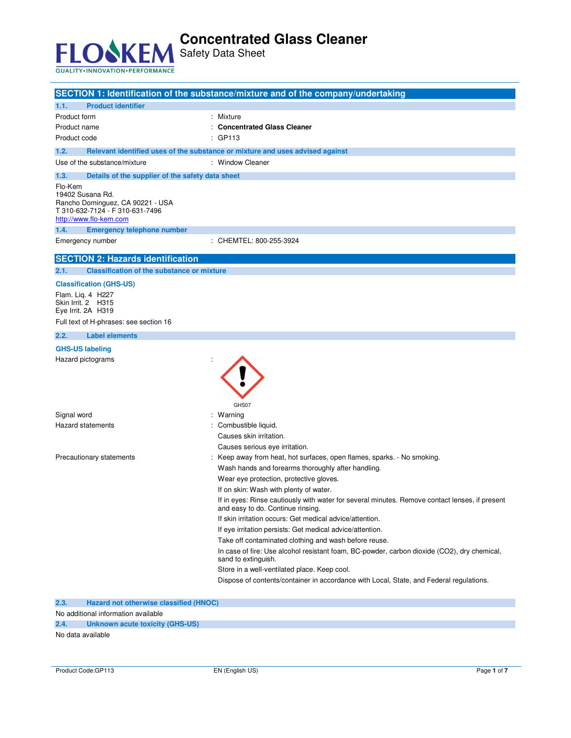# Concentrated Glass Cleaner

Safety Data Sheet

## SECTION 1: Identification of the substance/mixture and of the company/undertaking

### 1.1. Product identifier

| | |
|---|---|
| Product form | : Mixture |
| Product name | : **Concentrated Glass Cleaner** |
| Product code | : GP113 |

### 1.2. Relevant identified uses of the substance or mixture and uses advised against

| | |
|---|---|
| Use of the substance/mixture | : Window Cleaner |

### 1.3. Details of the supplier of the safety data sheet

Flo-Kem
19402 Susana Rd.
Rancho Dominguez, CA 90221 - USA
T 310-632-7124 - F 310-631-7496
http://www.flo-kem.com

### 1.4. Emergency telephone number

| | |
|---|---|
| Emergency number | : CHEMTEL: 800-255-3924 |

## SECTION 2: Hazards identification

### 2.1. Classification of the substance or mixture

**Classification (GHS-US)**

Flam. Liq. 4 H227
Skin Irrit. 2 H315
Eye Irrit. 2A H319

Full text of H-phrases: see section 16

### 2.2. Label elements

**GHS-US labeling**

Hazard pictograms :

GHS07

Signal word : Warning

Hazard statements :
- Combustible liquid.
- Causes skin irritation.
- Causes serious eye irritation.

Precautionary statements :
- Keep away from heat, hot surfaces, open flames, sparks. - No smoking.
- Wash hands and forearms thoroughly after handling.
- Wear eye protection, protective gloves.
- If on skin: Wash with plenty of water.
- If in eyes: Rinse cautiously with water for several minutes. Remove contact lenses, if present and easy to do. Continue rinsing.
- If skin irritation occurs: Get medical advice/attention.
- If eye irritation persists: Get medical advice/attention.
- Take off contaminated clothing and wash before reuse.
- In case of fire: Use alcohol resistant foam, BC-powder, carbon dioxide ($CO_2$), dry chemical, sand to extinguish.
- Store in a well-ventilated place. Keep cool.
- Dispose of contents/container in accordance with Local, State, and Federal regulations.

### 2.3. Hazard not otherwise classified (HNOC)

No additional information available

### 2.4. Unknown acute toxicity (GHS-US)

No data available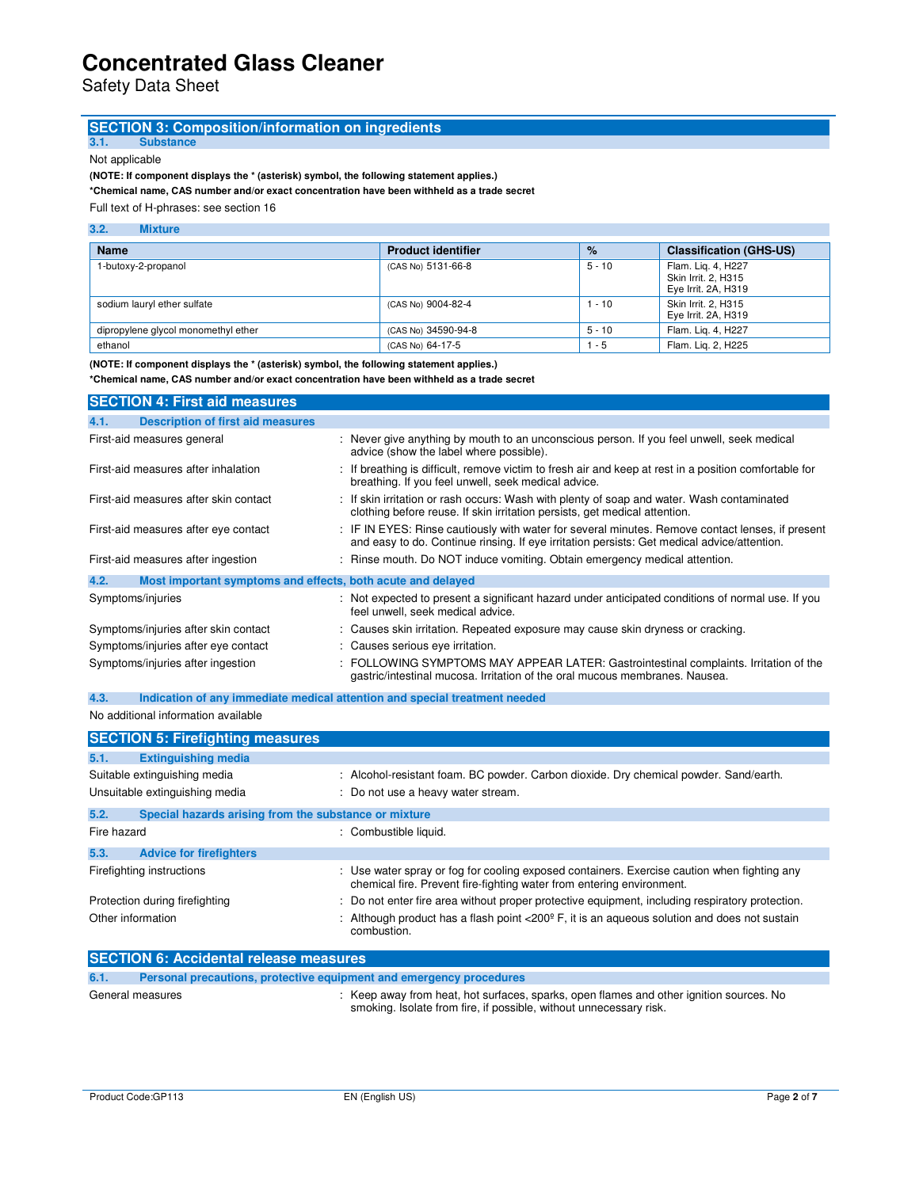## SECTION 3: Composition/information on ingredients

### 3.1. Substance

Not applicable

**(NOTE: If component displays the * (asterisk) symbol, the following statement applies.)**

***Chemical name, CAS number and/or exact concentration have been withheld as a trade secret**

Full text of H-phrases: see section 16

### 3.2. Mixture

| Name | Product identifier | % | Classification (GHS-US) |
|---|---|---|---|
| 1-butoxy-2-propanol | (CAS No) 5131-66-8 | 5 - 10 | Flam. Liq. 4, H227<br>Skin Irrit. 2, H315<br>Eye Irrit. 2A, H319 |
| sodium lauryl ether sulfate | (CAS No) 9004-82-4 | 1 - 10 | Skin Irrit. 2, H315<br>Eye Irrit. 2A, H319 |
| dipropylene glycol monomethyl ether | (CAS No) 34590-94-8 | 5 - 10 | Flam. Liq. 4, H227 |
| ethanol | (CAS No) 64-17-5 | 1 - 5 | Flam. Liq. 2, H225 |

**(NOTE: If component displays the * (asterisk) symbol, the following statement applies.)**

***Chemical name, CAS number and/or exact concentration have been withheld as a trade secret**

## SECTION 4: First aid measures

### 4.1. Description of first aid measures

| | |
|---|---|
| First-aid measures general | : Never give anything by mouth to an unconscious person. If you feel unwell, seek medical advice (show the label where possible). |
| First-aid measures after inhalation | : If breathing is difficult, remove victim to fresh air and keep at rest in a position comfortable for breathing. If you feel unwell, seek medical advice. |
| First-aid measures after skin contact | : If skin irritation or rash occurs: Wash with plenty of soap and water. Wash contaminated clothing before reuse. If skin irritation persists, get medical attention. |
| First-aid measures after eye contact | : IF IN EYES: Rinse cautiously with water for several minutes. Remove contact lenses, if present and easy to do. Continue rinsing. If eye irritation persists: Get medical advice/attention. |
| First-aid measures after ingestion | : Rinse mouth. Do NOT induce vomiting. Obtain emergency medical attention. |

### 4.2. Most important symptoms and effects, both acute and delayed

| | |
|---|---|
| Symptoms/injuries | : Not expected to present a significant hazard under anticipated conditions of normal use. If you feel unwell, seek medical advice. |
| Symptoms/injuries after skin contact | : Causes skin irritation. Repeated exposure may cause skin dryness or cracking. |
| Symptoms/injuries after eye contact | : Causes serious eye irritation. |
| Symptoms/injuries after ingestion | : FOLLOWING SYMPTOMS MAY APPEAR LATER: Gastrointestinal complaints. Irritation of the gastric/intestinal mucosa. Irritation of the oral mucous membranes. Nausea. |

### 4.3. Indication of any immediate medical attention and special treatment needed

No additional information available

## SECTION 5: Firefighting measures

### 5.1. Extinguishing media

| | |
|---|---|
| Suitable extinguishing media | : Alcohol-resistant foam. BC powder. Carbon dioxide. Dry chemical powder. Sand/earth. |
| Unsuitable extinguishing media | : Do not use a heavy water stream. |

### 5.2. Special hazards arising from the substance or mixture

| | |
|---|---|
| Fire hazard | : Combustible liquid. |

### 5.3. Advice for firefighters

| | |
|---|---|
| Firefighting instructions | : Use water spray or fog for cooling exposed containers. Exercise caution when fighting any chemical fire. Prevent fire-fighting water from entering environment. |
| Protection during firefighting | : Do not enter fire area without proper protective equipment, including respiratory protection. |
| Other information | : Although product has a flash point <200º F, it is an aqueous solution and does not sustain combustion. |

## SECTION 6: Accidental release measures

### 6.1. Personal precautions, protective equipment and emergency procedures

| | |
|---|---|
| General measures | : Keep away from heat, hot surfaces, sparks, open flames and other ignition sources. No smoking. Isolate from fire, if possible, without unnecessary risk. |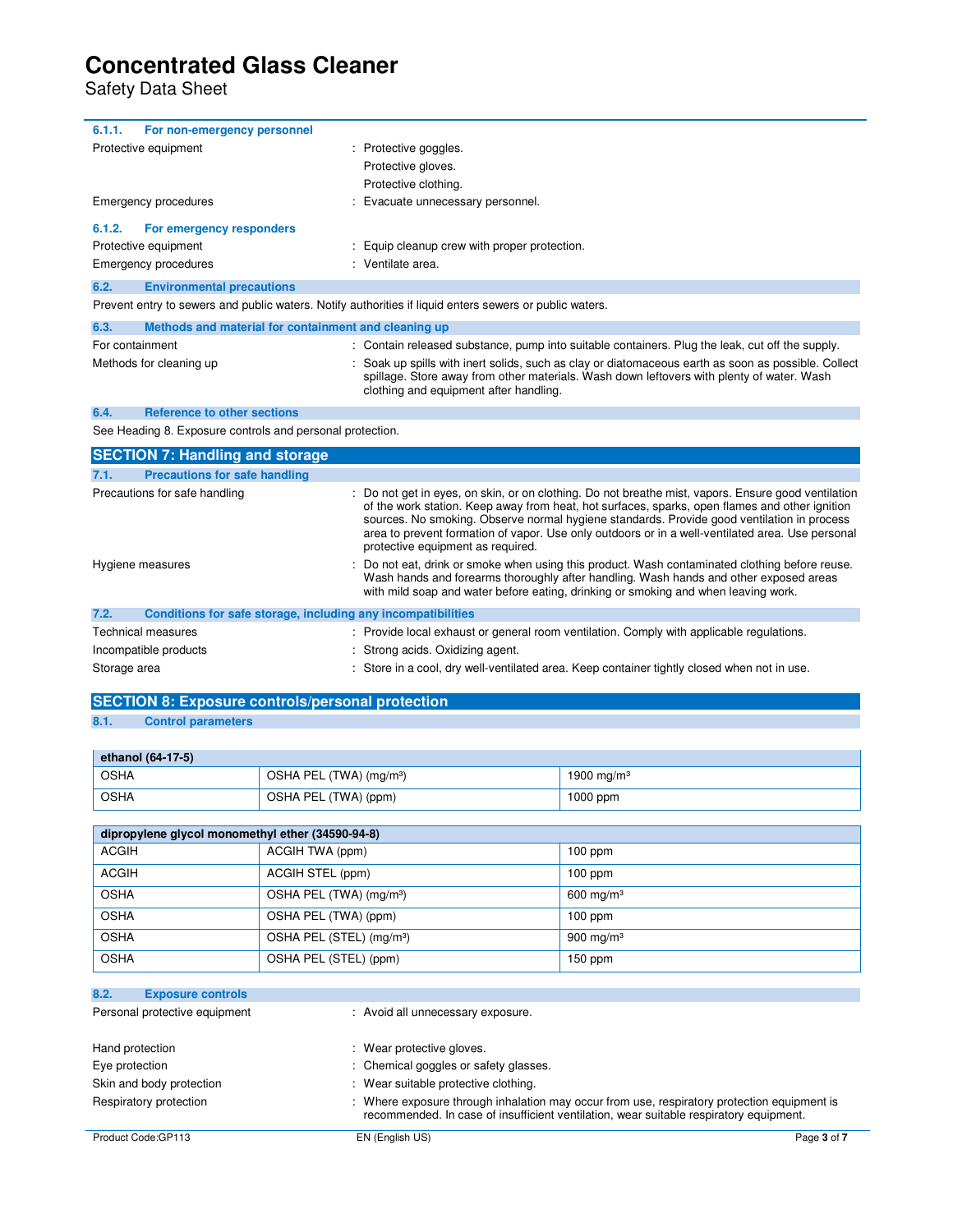#### 6.1.1. For non-emergency personnel

Protective equipment : Protective goggles.
Protective gloves.
Protective clothing.

Emergency procedures : Evacuate unnecessary personnel.

#### 6.1.2. For emergency responders

Protective equipment : Equip cleanup crew with proper protection.

Emergency procedures : Ventilate area.

### 6.2. Environmental precautions

Prevent entry to sewers and public waters. Notify authorities if liquid enters sewers or public waters.

### 6.3. Methods and material for containment and cleaning up

For containment : Contain released substance, pump into suitable containers. Plug the leak, cut off the supply.

Methods for cleaning up : Soak up spills with inert solids, such as clay or diatomaceous earth as soon as possible. Collect spillage. Store away from other materials. Wash down leftovers with plenty of water. Wash clothing and equipment after handling.

### 6.4. Reference to other sections

See Heading 8. Exposure controls and personal protection.

## SECTION 7: Handling and storage

### 7.1. Precautions for safe handling

Precautions for safe handling : Do not get in eyes, on skin, or on clothing. Do not breathe mist, vapors. Ensure good ventilation of the work station. Keep away from heat, hot surfaces, sparks, open flames and other ignition sources. No smoking. Observe normal hygiene standards. Provide good ventilation in process area to prevent formation of vapor. Use only outdoors or in a well-ventilated area. Use personal protective equipment as required.

Hygiene measures : Do not eat, drink or smoke when using this product. Wash contaminated clothing before reuse. Wash hands and forearms thoroughly after handling. Wash hands and other exposed areas with mild soap and water before eating, drinking or smoking and when leaving work.

### 7.2. Conditions for safe storage, including any incompatibilities

Technical measures : Provide local exhaust or general room ventilation. Comply with applicable regulations.

Incompatible products : Strong acids. Oxidizing agent.

Storage area : Store in a cool, dry well-ventilated area. Keep container tightly closed when not in use.

## SECTION 8: Exposure controls/personal protection

### 8.1. Control parameters

| ethanol (64-17-5) | | |
|---|---|---|
| OSHA | OSHA PEL (TWA) (mg/m³) | 1900 mg/m³ |
| OSHA | OSHA PEL (TWA) (ppm) | 1000 ppm |

| dipropylene glycol monomethyl ether (34590-94-8) | | |
|---|---|---|
| ACGIH | ACGIH TWA (ppm) | 100 ppm |
| ACGIH | ACGIH STEL (ppm) | 100 ppm |
| OSHA | OSHA PEL (TWA) (mg/m³) | 600 mg/m³ |
| OSHA | OSHA PEL (TWA) (ppm) | 100 ppm |
| OSHA | OSHA PEL (STEL) (mg/m³) | 900 mg/m³ |
| OSHA | OSHA PEL (STEL) (ppm) | 150 ppm |

### 8.2. Exposure controls

Personal protective equipment : Avoid all unnecessary exposure.

Hand protection : Wear protective gloves.

Eye protection : Chemical goggles or safety glasses.

Skin and body protection : Wear suitable protective clothing.

Respiratory protection : Where exposure through inhalation may occur from use, respiratory protection equipment is recommended. In case of insufficient ventilation, wear suitable respiratory equipment.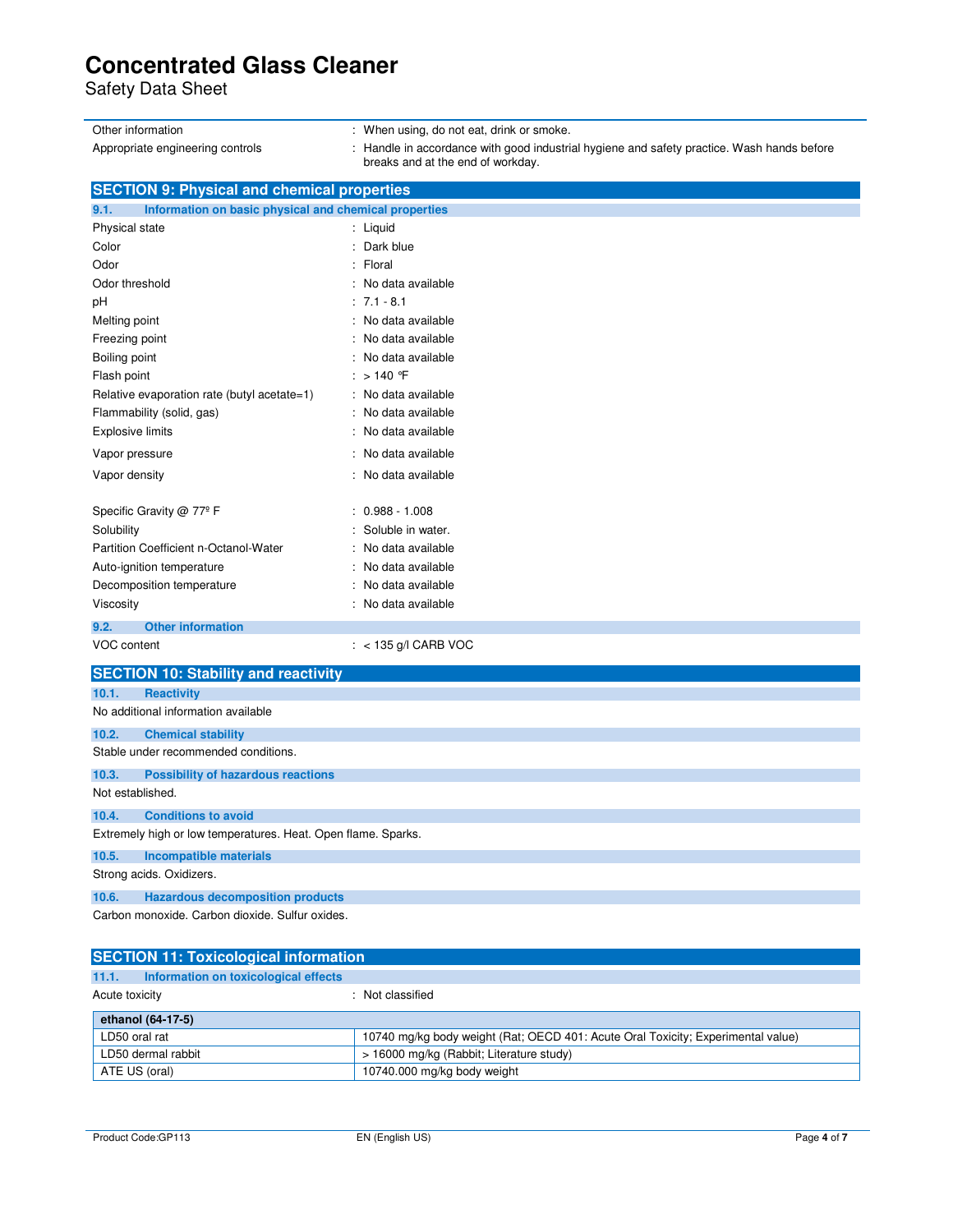| | |
|---|---|
| Other information | : When using, do not eat, drink or smoke. |
| Appropriate engineering controls | : Handle in accordance with good industrial hygiene and safety practice. Wash hands before breaks and at the end of workday. |

## SECTION 9: Physical and chemical properties

### 9.1. Information on basic physical and chemical properties

| | |
|---|---|
| Physical state | : Liquid |
| Color | : Dark blue |
| Odor | : Floral |
| Odor threshold | : No data available |
| pH | : 7.1 - 8.1 |
| Melting point | : No data available |
| Freezing point | : No data available |
| Boiling point | : No data available |
| Flash point | : > 140 °F |
| Relative evaporation rate (butyl acetate=1) | : No data available |
| Flammability (solid, gas) | : No data available |
| Explosive limits | : No data available |
| Vapor pressure | : No data available |
| Vapor density | : No data available |
| Specific Gravity @ 77º F | : 0.988 - 1.008 |
| Solubility | : Soluble in water. |
| Partition Coefficient n-Octanol-Water | : No data available |
| Auto-ignition temperature | : No data available |
| Decomposition temperature | : No data available |
| Viscosity | : No data available |

### 9.2. Other information

| | |
|---|---|
| VOC content | : < 135 g/l CARB VOC |

## SECTION 10: Stability and reactivity

### 10.1. Reactivity

No additional information available

### 10.2. Chemical stability

Stable under recommended conditions.

### 10.3. Possibility of hazardous reactions

Not established.

### 10.4. Conditions to avoid

Extremely high or low temperatures. Heat. Open flame. Sparks.

### 10.5. Incompatible materials

Strong acids. Oxidizers.

### 10.6. Hazardous decomposition products

Carbon monoxide. Carbon dioxide. Sulfur oxides.

## SECTION 11: Toxicological information

### 11.1. Information on toxicological effects

| | |
|---|---|
| Acute toxicity | : Not classified |

| ethanol (64-17-5) | |
|---|---|
| LD50 oral rat | 10740 mg/kg body weight (Rat; OECD 401: Acute Oral Toxicity; Experimental value) |
| LD50 dermal rabbit | > 16000 mg/kg (Rabbit; Literature study) |
| ATE US (oral) | 10740.000 mg/kg body weight |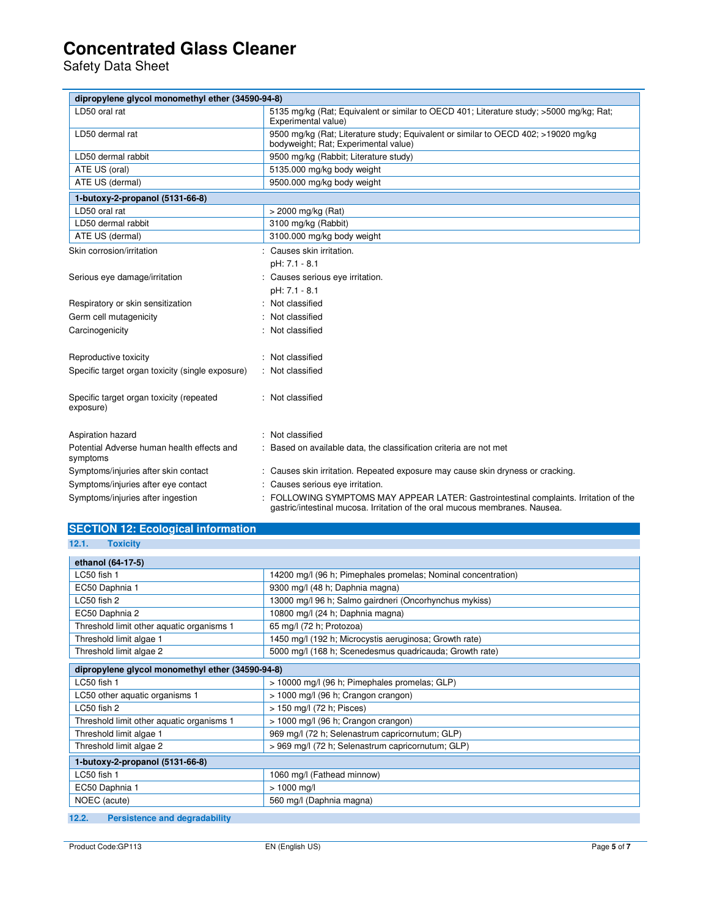| dipropylene glycol monomethyl ether (34590-94-8) | |
|---|---|
| LD50 oral rat | 5135 mg/kg (Rat; Equivalent or similar to OECD 401; Literature study; >5000 mg/kg; Rat; Experimental value) |
| LD50 dermal rat | 9500 mg/kg (Rat; Literature study; Equivalent or similar to OECD 402; >19020 mg/kg bodyweight; Rat; Experimental value) |
| LD50 dermal rabbit | 9500 mg/kg (Rabbit; Literature study) |
| ATE US (oral) | 5135.000 mg/kg body weight |
| ATE US (dermal) | 9500.000 mg/kg body weight |

| 1-butoxy-2-propanol (5131-66-8) | |
|---|---|
| LD50 oral rat | > 2000 mg/kg (Rat) |
| LD50 dermal rabbit | 3100 mg/kg (Rabbit) |
| ATE US (dermal) | 3100.000 mg/kg body weight |

Skin corrosion/irritation : Causes skin irritation.
pH: 7.1 - 8.1

Serious eye damage/irritation : Causes serious eye irritation.
pH: 7.1 - 8.1

Respiratory or skin sensitization : Not classified

Germ cell mutagenicity : Not classified

Carcinogenicity : Not classified

Reproductive toxicity : Not classified

Specific target organ toxicity (single exposure) : Not classified

Specific target organ toxicity (repeated exposure) : Not classified

Aspiration hazard : Not classified

Potential Adverse human health effects and symptoms : Based on available data, the classification criteria are not met

Symptoms/injuries after skin contact : Causes skin irritation. Repeated exposure may cause skin dryness or cracking.

Symptoms/injuries after eye contact : Causes serious eye irritation.

Symptoms/injuries after ingestion : FOLLOWING SYMPTOMS MAY APPEAR LATER: Gastrointestinal complaints. Irritation of the gastric/intestinal mucosa. Irritation of the oral mucous membranes. Nausea.

## SECTION 12: Ecological information

### 12.1. Toxicity

| ethanol (64-17-5) | |
|---|---|
| LC50 fish 1 | 14200 mg/l (96 h; Pimephales promelas; Nominal concentration) |
| EC50 Daphnia 1 | 9300 mg/l (48 h; Daphnia magna) |
| LC50 fish 2 | 13000 mg/l 96 h; Salmo gairdneri (Oncorhynchus mykiss) |
| EC50 Daphnia 2 | 10800 mg/l (24 h; Daphnia magna) |
| Threshold limit other aquatic organisms 1 | 65 mg/l (72 h; Protozoa) |
| Threshold limit algae 1 | 1450 mg/l (192 h; Microcystis aeruginosa; Growth rate) |
| Threshold limit algae 2 | 5000 mg/l (168 h; Scenedesmus quadricauda; Growth rate) |

| dipropylene glycol monomethyl ether (34590-94-8) | |
|---|---|
| LC50 fish 1 | > 10000 mg/l (96 h; Pimephales promelas; GLP) |
| LC50 other aquatic organisms 1 | > 1000 mg/l (96 h; Crangon crangon) |
| LC50 fish 2 | > 150 mg/l (72 h; Pisces) |
| Threshold limit other aquatic organisms 1 | > 1000 mg/l (96 h; Crangon crangon) |
| Threshold limit algae 1 | 969 mg/l (72 h; Selenastrum capricornutum; GLP) |
| Threshold limit algae 2 | > 969 mg/l (72 h; Selenastrum capricornutum; GLP) |

| 1-butoxy-2-propanol (5131-66-8) | |
|---|---|
| LC50 fish 1 | 1060 mg/l (Fathead minnow) |
| EC50 Daphnia 1 | > 1000 mg/l |
| NOEC (acute) | 560 mg/l (Daphnia magna) |

### 12.2. Persistence and degradability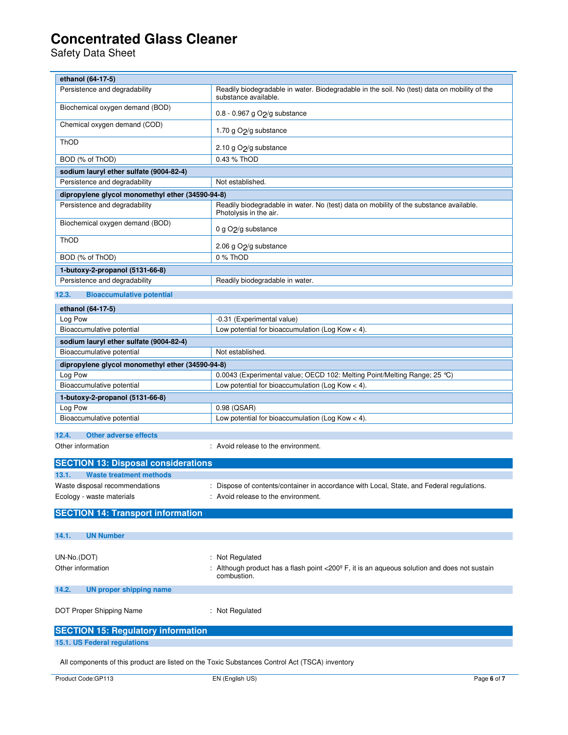| ethanol (64-17-5) | |
|---|---|
| Persistence and degradability | Readily biodegradable in water. Biodegradable in the soil. No (test) data on mobility of the substance available. |
| Biochemical oxygen demand (BOD) | 0.8 - 0.967 g $O_2$/g substance |
| Chemical oxygen demand (COD) | 1.70 g $O_2$/g substance |
| ThOD | 2.10 g $O_2$/g substance |
| BOD (% of ThOD) | 0.43 % ThOD |
| **sodium lauryl ether sulfate (9004-82-4)** | |
| Persistence and degradability | Not established. |
| **dipropylene glycol monomethyl ether (34590-94-8)** | |
| Persistence and degradability | Readily biodegradable in water. No (test) data on mobility of the substance available. Photolysis in the air. |
| Biochemical oxygen demand (BOD) | 0 g $O_2$/g substance |
| ThOD | 2.06 g $O_2$/g substance |
| BOD (% of ThOD) | 0 % ThOD |
| **1-butoxy-2-propanol (5131-66-8)** | |
| Persistence and degradability | Readily biodegradable in water. |

### 12.3. Bioaccumulative potential

| ethanol (64-17-5) | |
|---|---|
| Log Pow | -0.31 (Experimental value) |
| Bioaccumulative potential | Low potential for bioaccumulation (Log Kow < 4). |
| **sodium lauryl ether sulfate (9004-82-4)** | |
| Bioaccumulative potential | Not established. |
| **dipropylene glycol monomethyl ether (34590-94-8)** | |
| Log Pow | 0.0043 (Experimental value; OECD 102: Melting Point/Melting Range; 25 °C) |
| Bioaccumulative potential | Low potential for bioaccumulation (Log Kow < 4). |
| **1-butoxy-2-propanol (5131-66-8)** | |
| Log Pow | 0.98 (QSAR) |
| Bioaccumulative potential | Low potential for bioaccumulation (Log Kow < 4). |

### 12.4. Other adverse effects

Other information : Avoid release to the environment.

## SECTION 13: Disposal considerations

### 13.1. Waste treatment methods

Waste disposal recommendations : Dispose of contents/container in accordance with Local, State, and Federal regulations.

Ecology - waste materials : Avoid release to the environment.

## SECTION 14: Transport information

### 14.1. UN Number

UN-No.(DOT) : Not Regulated

Other information : Although product has a flash point <200º F, it is an aqueous solution and does not sustain combustion.

### 14.2. UN proper shipping name

DOT Proper Shipping Name : Not Regulated

## SECTION 15: Regulatory information

### 15.1. US Federal regulations

All components of this product are listed on the Toxic Substances Control Act (TSCA) inventory

Product Code:GP113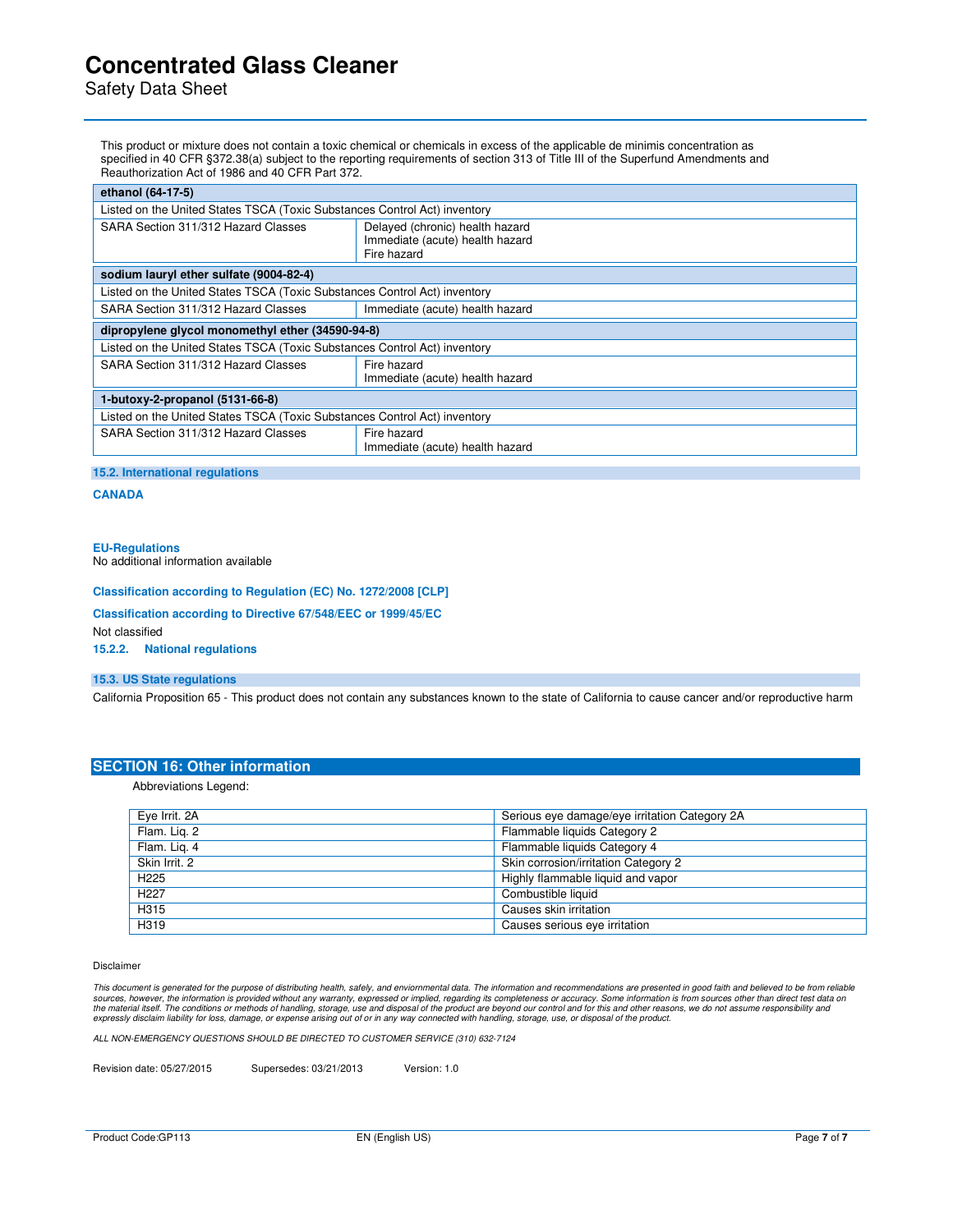This product or mixture does not contain a toxic chemical or chemicals in excess of the applicable de minimis concentration as specified in 40 CFR §372.38(a) subject to the reporting requirements of section 313 of Title III of the Superfund Amendments and Reauthorization Act of 1986 and 40 CFR Part 372.

| **ethanol (64-17-5)** | |
|---|---|
| Listed on the United States TSCA (Toxic Substances Control Act) inventory | |
| SARA Section 311/312 Hazard Classes | Delayed (chronic) health hazard<br>Immediate (acute) health hazard<br>Fire hazard |

| **sodium lauryl ether sulfate (9004-82-4)** | |
|---|---|
| Listed on the United States TSCA (Toxic Substances Control Act) inventory | |
| SARA Section 311/312 Hazard Classes | Immediate (acute) health hazard |

| **dipropylene glycol monomethyl ether (34590-94-8)** | |
|---|---|
| Listed on the United States TSCA (Toxic Substances Control Act) inventory | |
| SARA Section 311/312 Hazard Classes | Fire hazard<br>Immediate (acute) health hazard |

| **1-butoxy-2-propanol (5131-66-8)** | |
|---|---|
| Listed on the United States TSCA (Toxic Substances Control Act) inventory | |
| SARA Section 311/312 Hazard Classes | Fire hazard<br>Immediate (acute) health hazard |

### 15.2. International regulations

**CANADA**

**EU-Regulations**

No additional information available

**Classification according to Regulation (EC) No. 1272/2008 [CLP]**

**Classification according to Directive 67/548/EEC or 1999/45/EC**

Not classified

**15.2.2. National regulations**

### 15.3. US State regulations

California Proposition 65 - This product does not contain any substances known to the state of California to cause cancer and/or reproductive harm

## SECTION 16: Other information

Abbreviations Legend:

| | |
|---|---|
| Eye Irrit. 2A | Serious eye damage/eye irritation Category 2A |
| Flam. Liq. 2 | Flammable liquids Category 2 |
| Flam. Liq. 4 | Flammable liquids Category 4 |
| Skin Irrit. 2 | Skin corrosion/irritation Category 2 |
| H225 | Highly flammable liquid and vapor |
| H227 | Combustible liquid |
| H315 | Causes skin irritation |
| H319 | Causes serious eye irritation |

Disclaimer

*This document is generated for the purpose of distributing health, safely, and enviornmental data. The information and recommendations are presented in good faith and believed to be from reliable sources, however, the information is provided without any warranty, expressed or implied, regarding its completeness or accuracy. Some information is from sources other than direct test data on the material itself. The conditions or methods of handling, storage, use and disposal of the product are beyond our control and for this and other reasons, we do not assume responsibility and expressly disclaim liability for loss, damage, or expense arising out of or in any way connected with handling, storage, use, or disposal of the product.*

*ALL NON-EMERGENCY QUESTIONS SHOULD BE DIRECTED TO CUSTOMER SERVICE (310) 632-7124*

Revision date: 05/27/2015 Supersedes: 03/21/2013 Version: 1.0

Product Code:GP113 EN (English US)